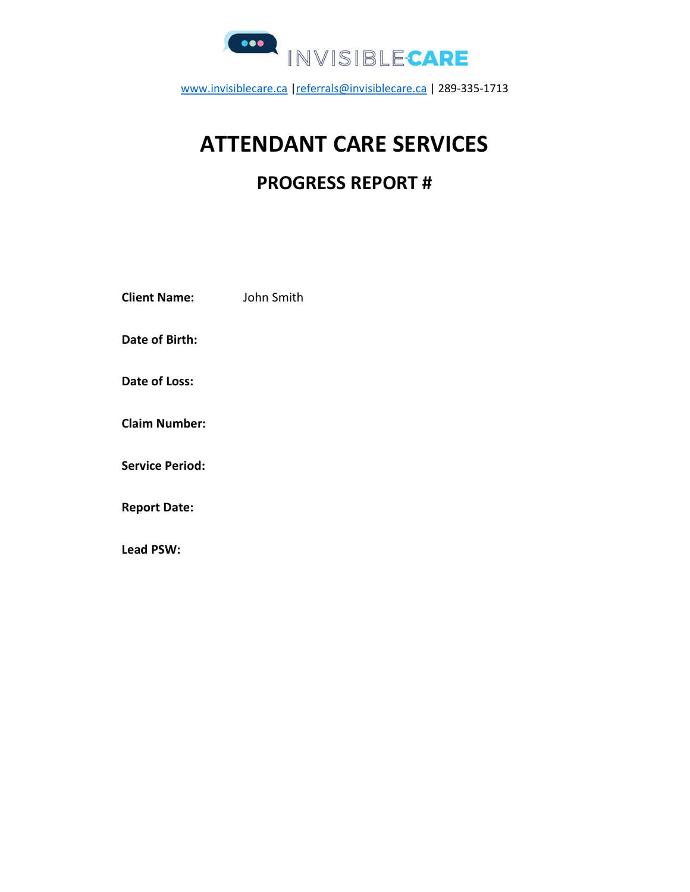INVISIBLECARE

www.invisiblecare.ca | referrals@invisiblecare.ca | 289-335-1713

# ATTENDANT CARE SERVICES

## PROGRESS REPORT #

**Client Name:** John Smith

**Date of Birth:**

**Date of Loss:**

**Claim Number:**

**Service Period:**

**Report Date:**

**Lead PSW:**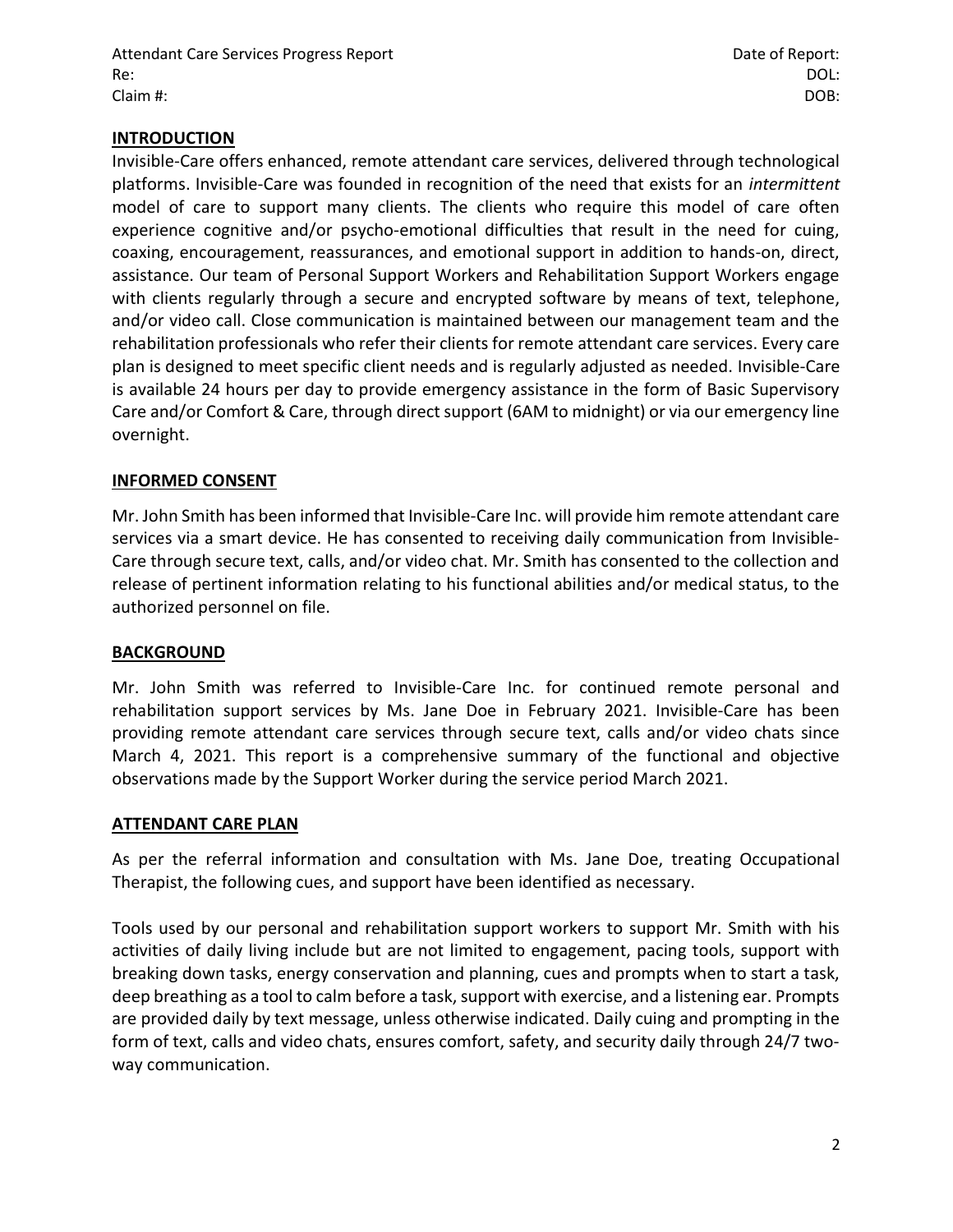## INTRODUCTION

Invisible-Care offers enhanced, remote attendant care services, delivered through technological platforms. Invisible-Care was founded in recognition of the need that exists for an *intermittent* model of care to support many clients. The clients who require this model of care often experience cognitive and/or psycho-emotional difficulties that result in the need for cuing, coaxing, encouragement, reassurances, and emotional support in addition to hands-on, direct, assistance. Our team of Personal Support Workers and Rehabilitation Support Workers engage with clients regularly through a secure and encrypted software by means of text, telephone, and/or video call. Close communication is maintained between our management team and the rehabilitation professionals who refer their clients for remote attendant care services. Every care plan is designed to meet specific client needs and is regularly adjusted as needed. Invisible-Care is available 24 hours per day to provide emergency assistance in the form of Basic Supervisory Care and/or Comfort & Care, through direct support (6AM to midnight) or via our emergency line overnight.

## INFORMED CONSENT

Mr. John Smith has been informed that Invisible-Care Inc. will provide him remote attendant care services via a smart device. He has consented to receiving daily communication from Invisible-Care through secure text, calls, and/or video chat. Mr. Smith has consented to the collection and release of pertinent information relating to his functional abilities and/or medical status, to the authorized personnel on file.

## BACKGROUND

Mr. John Smith was referred to Invisible-Care Inc. for continued remote personal and rehabilitation support services by Ms. Jane Doe in February 2021. Invisible-Care has been providing remote attendant care services through secure text, calls and/or video chats since March 4, 2021. This report is a comprehensive summary of the functional and objective observations made by the Support Worker during the service period March 2021.

## ATTENDANT CARE PLAN

As per the referral information and consultation with Ms. Jane Doe, treating Occupational Therapist, the following cues, and support have been identified as necessary.

Tools used by our personal and rehabilitation support workers to support Mr. Smith with his activities of daily living include but are not limited to engagement, pacing tools, support with breaking down tasks, energy conservation and planning, cues and prompts when to start a task, deep breathing as a tool to calm before a task, support with exercise, and a listening ear. Prompts are provided daily by text message, unless otherwise indicated. Daily cuing and prompting in the form of text, calls and video chats, ensures comfort, safety, and security daily through 24/7 two-way communication.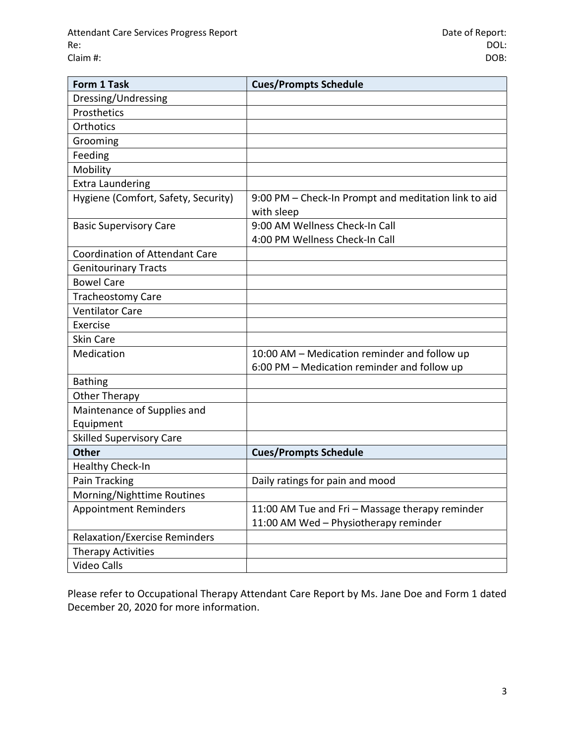| **Form 1 Task** | **Cues/Prompts Schedule** |
|---|---|
| Dressing/Undressing | |
| Prosthetics | |
| Orthotics | |
| Grooming | |
| Feeding | |
| Mobility | |
| Extra Laundering | |
| Hygiene (Comfort, Safety, Security) | 9:00 PM – Check-In Prompt and meditation link to aid with sleep |
| Basic Supervisory Care | 9:00 AM Wellness Check-In Call<br>4:00 PM Wellness Check-In Call |
| Coordination of Attendant Care | |
| Genitourinary Tracts | |
| Bowel Care | |
| Tracheostomy Care | |
| Ventilator Care | |
| Exercise | |
| Skin Care | |
| Medication | 10:00 AM – Medication reminder and follow up<br>6:00 PM – Medication reminder and follow up |
| Bathing | |
| Other Therapy | |
| Maintenance of Supplies and Equipment | |
| Skilled Supervisory Care | |
| **Other** | **Cues/Prompts Schedule** |
| Healthy Check-In | |
| Pain Tracking | Daily ratings for pain and mood |
| Morning/Nighttime Routines | |
| Appointment Reminders | 11:00 AM Tue and Fri – Massage therapy reminder<br>11:00 AM Wed – Physiotherapy reminder |
| Relaxation/Exercise Reminders | |
| Therapy Activities | |
| Video Calls | |

Please refer to Occupational Therapy Attendant Care Report by Ms. Jane Doe and Form 1 dated December 20, 2020 for more information.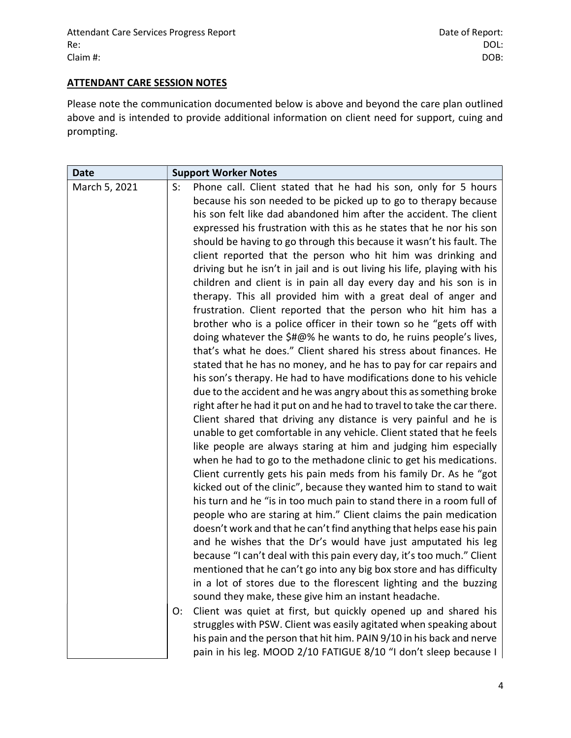## ATTENDANT CARE SESSION NOTES

Please note the communication documented below is above and beyond the care plan outlined above and is intended to provide additional information on client need for support, cuing and prompting.

| Date | Support Worker Notes |
|---|---|
| March 5, 2021 | S: Phone call. Client stated that he had his son, only for 5 hours because his son needed to be picked up to go to therapy because his son felt like dad abandoned him after the accident. The client expressed his frustration with this as he states that he nor his son should be having to go through this because it wasn't his fault. The client reported that the person who hit him was drinking and driving but he isn't in jail and is out living his life, playing with his children and client is in pain all day every day and his son is in therapy. This all provided him with a great deal of anger and frustration. Client reported that the person who hit him has a brother who is a police officer in their town so he "gets off with doing whatever the $#@% he wants to do, he ruins people's lives, that's what he does." Client shared his stress about finances. He stated that he has no money, and he has to pay for car repairs and his son's therapy. He had to have modifications done to his vehicle due to the accident and he was angry about this as something broke right after he had it put on and he had to travel to take the car there. Client shared that driving any distance is very painful and he is unable to get comfortable in any vehicle. Client stated that he feels like people are always staring at him and judging him especially when he had to go to the methadone clinic to get his medications. Client currently gets his pain meds from his family Dr. As he "got kicked out of the clinic", because they wanted him to stand to wait his turn and he "is in too much pain to stand there in a room full of people who are staring at him." Client claims the pain medication doesn't work and that he can't find anything that helps ease his pain and he wishes that the Dr's would have just amputated his leg because "I can't deal with this pain every day, it's too much." Client mentioned that he can't go into any big box store and has difficulty in a lot of stores due to the florescent lighting and the buzzing sound they make, these give him an instant headache. |
| | O: Client was quiet at first, but quickly opened up and shared his struggles with PSW. Client was easily agitated when speaking about his pain and the person that hit him. PAIN 9/10 in his back and nerve pain in his leg. MOOD 2/10 FATIGUE 8/10 "I don't sleep because I |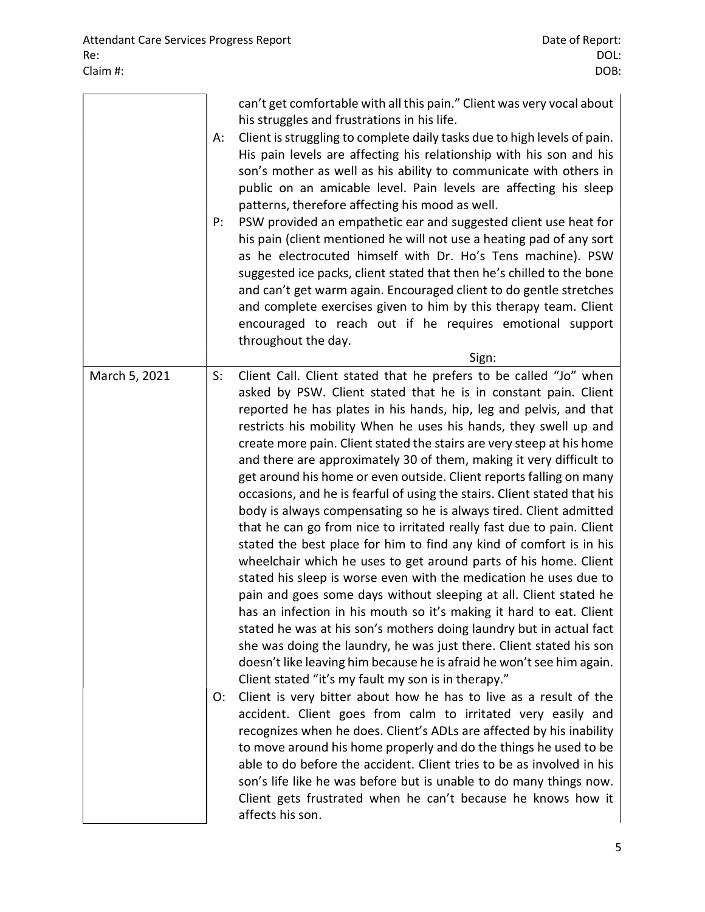| | | |
|---|---|---|
| | | can't get comfortable with all this pain." Client was very vocal about his struggles and frustrations in his life. |
| | A: | Client is struggling to complete daily tasks due to high levels of pain. His pain levels are affecting his relationship with his son and his son's mother as well as his ability to communicate with others in public on an amicable level. Pain levels are affecting his sleep patterns, therefore affecting his mood as well. |
| | P: | PSW provided an empathetic ear and suggested client use heat for his pain (client mentioned he will not use a heating pad of any sort as he electrocuted himself with Dr. Ho's Tens machine). PSW suggested ice packs, client stated that then he's chilled to the bone and can't get warm again. Encouraged client to do gentle stretches and complete exercises given to him by this therapy team. Client encouraged to reach out if he requires emotional support throughout the day. |
| | | Sign: |
| March 5, 2021 | S: | Client Call. Client stated that he prefers to be called "Jo" when asked by PSW. Client stated that he is in constant pain. Client reported he has plates in his hands, hip, leg and pelvis, and that restricts his mobility When he uses his hands, they swell up and create more pain. Client stated the stairs are very steep at his home and there are approximately 30 of them, making it very difficult to get around his home or even outside. Client reports falling on many occasions, and he is fearful of using the stairs. Client stated that his body is always compensating so he is always tired. Client admitted that he can go from nice to irritated really fast due to pain. Client stated the best place for him to find any kind of comfort is in his wheelchair which he uses to get around parts of his home. Client stated his sleep is worse even with the medication he uses due to pain and goes some days without sleeping at all. Client stated he has an infection in his mouth so it's making it hard to eat. Client stated he was at his son's mothers doing laundry but in actual fact she was doing the laundry, he was just there. Client stated his son doesn't like leaving him because he is afraid he won't see him again. Client stated "it's my fault my son is in therapy." |
| | O: | Client is very bitter about how he has to live as a result of the accident. Client goes from calm to irritated very easily and recognizes when he does. Client's ADLs are affected by his inability to move around his home properly and do the things he used to be able to do before the accident. Client tries to be as involved in his son's life like he was before but is unable to do many things now. Client gets frustrated when he can't because he knows how it affects his son. |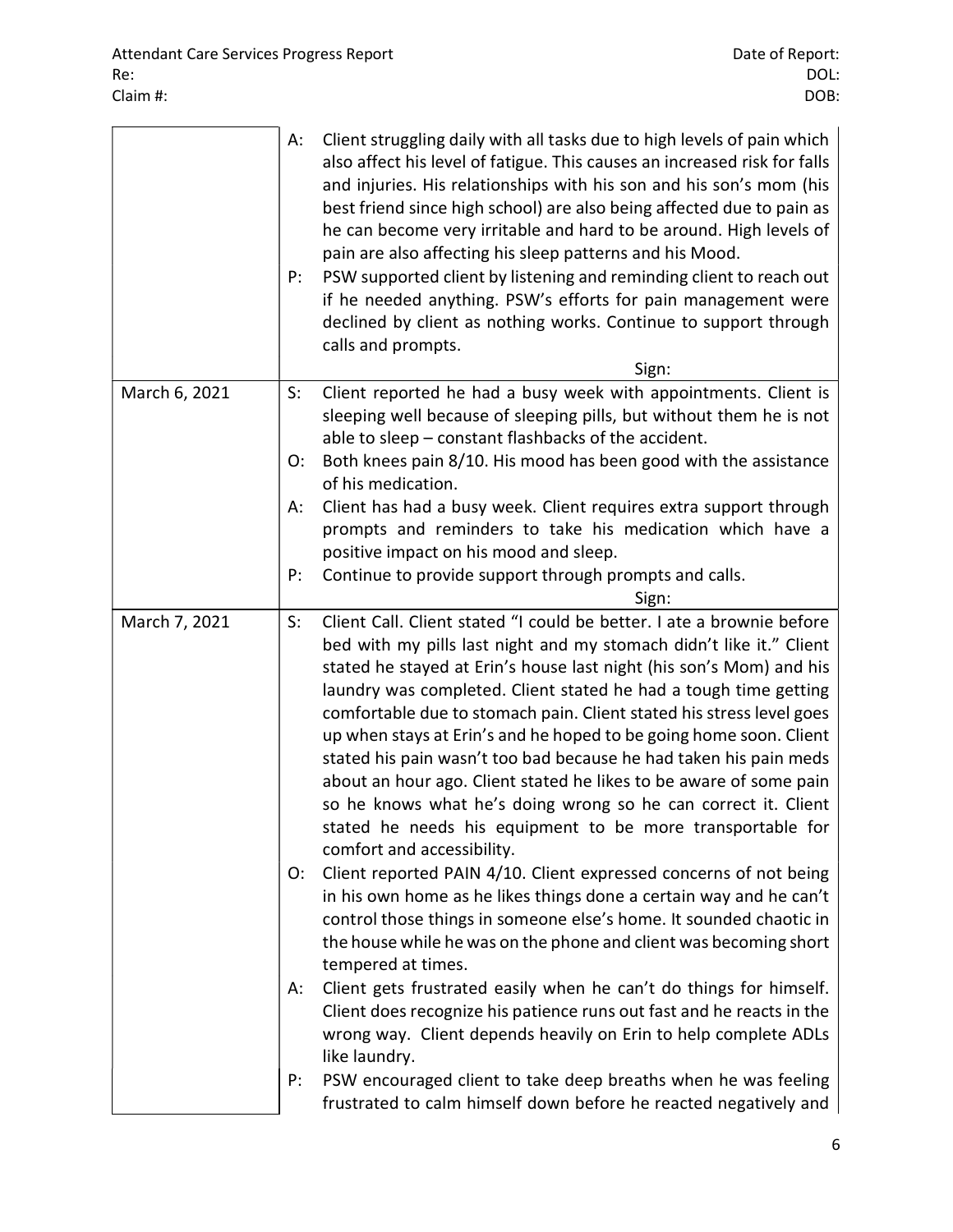| | |
|---|---|
| | A: Client struggling daily with all tasks due to high levels of pain which also affect his level of fatigue. This causes an increased risk for falls and injuries. His relationships with his son and his son's mom (his best friend since high school) are also being affected due to pain as he can become very irritable and hard to be around. High levels of pain are also affecting his sleep patterns and his Mood.<br>P: PSW supported client by listening and reminding client to reach out if he needed anything. PSW's efforts for pain management were declined by client as nothing works. Continue to support through calls and prompts.<br>Sign: |
| March 6, 2021 | S: Client reported he had a busy week with appointments. Client is sleeping well because of sleeping pills, but without them he is not able to sleep – constant flashbacks of the accident.<br>O: Both knees pain 8/10. His mood has been good with the assistance of his medication.<br>A: Client has had a busy week. Client requires extra support through prompts and reminders to take his medication which have a positive impact on his mood and sleep.<br>P: Continue to provide support through prompts and calls.<br>Sign: |
| March 7, 2021 | S: Client Call. Client stated "I could be better. I ate a brownie before bed with my pills last night and my stomach didn't like it." Client stated he stayed at Erin's house last night (his son's Mom) and his laundry was completed. Client stated he had a tough time getting comfortable due to stomach pain. Client stated his stress level goes up when stays at Erin's and he hoped to be going home soon. Client stated his pain wasn't too bad because he had taken his pain meds about an hour ago. Client stated he likes to be aware of some pain so he knows what he's doing wrong so he can correct it. Client stated he needs his equipment to be more transportable for comfort and accessibility.<br>O: Client reported PAIN 4/10. Client expressed concerns of not being in his own home as he likes things done a certain way and he can't control those things in someone else's home. It sounded chaotic in the house while he was on the phone and client was becoming short tempered at times.<br>A: Client gets frustrated easily when he can't do things for himself. Client does recognize his patience runs out fast and he reacts in the wrong way. Client depends heavily on Erin to help complete ADLs like laundry.<br>P: PSW encouraged client to take deep breaths when he was feeling frustrated to calm himself down before he reacted negatively and |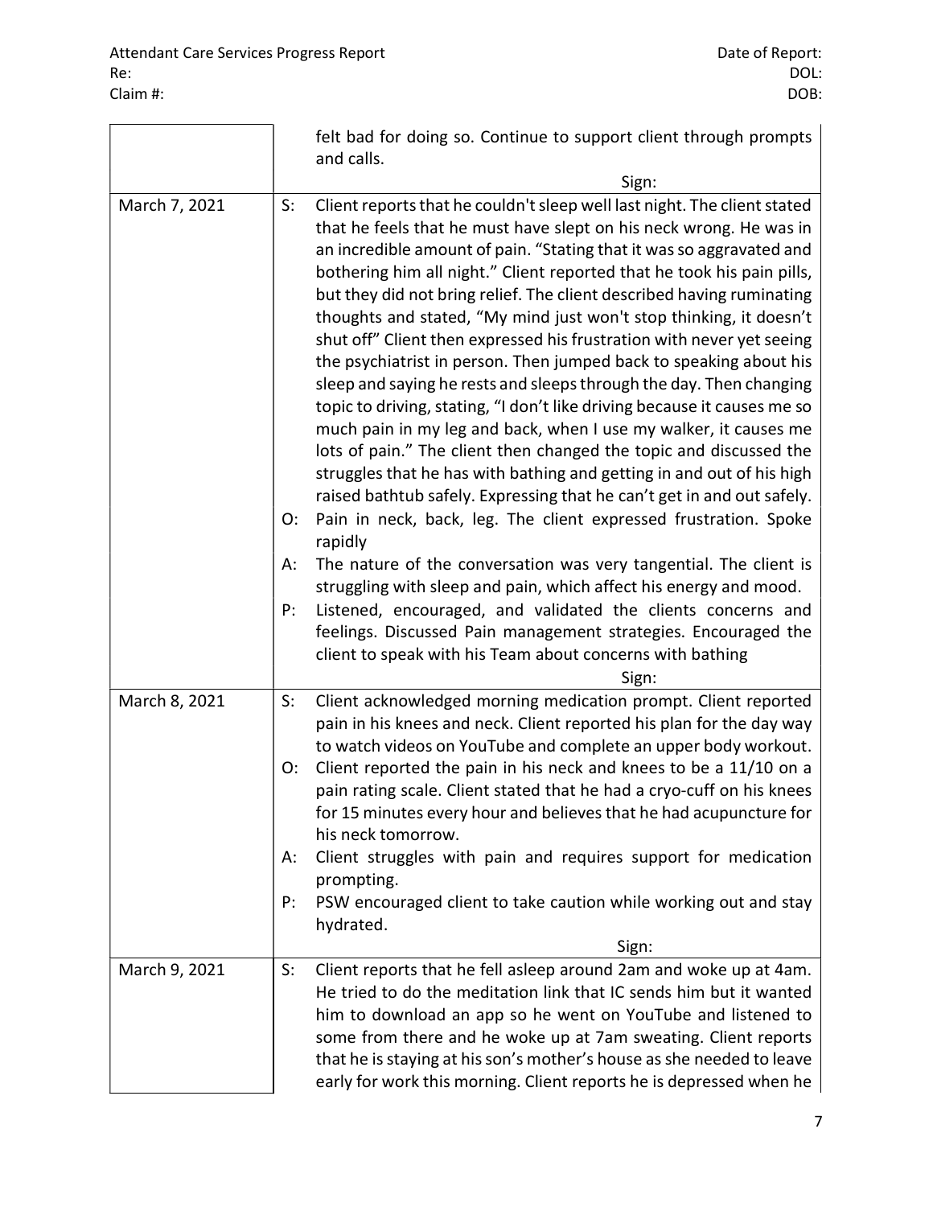| | |
|---|---|
| | felt bad for doing so. Continue to support client through prompts and calls.<br><br>Sign: |
| March 7, 2021 | S: Client reports that he couldn't sleep well last night. The client stated that he feels that he must have slept on his neck wrong. He was in an incredible amount of pain. “Stating that it was so aggravated and bothering him all night.” Client reported that he took his pain pills, but they did not bring relief. The client described having ruminating thoughts and stated, “My mind just won't stop thinking, it doesn't shut off” Client then expressed his frustration with never yet seeing the psychiatrist in person. Then jumped back to speaking about his sleep and saying he rests and sleeps through the day. Then changing topic to driving, stating, “I don't like driving because it causes me so much pain in my leg and back, when I use my walker, it causes me lots of pain.” The client then changed the topic and discussed the struggles that he has with bathing and getting in and out of his high raised bathtub safely. Expressing that he can't get in and out safely.<br>O: Pain in neck, back, leg. The client expressed frustration. Spoke rapidly<br>A: The nature of the conversation was very tangential. The client is struggling with sleep and pain, which affect his energy and mood.<br>P: Listened, encouraged, and validated the clients concerns and feelings. Discussed Pain management strategies. Encouraged the client to speak with his Team about concerns with bathing<br><br>Sign: |
| March 8, 2021 | S: Client acknowledged morning medication prompt. Client reported pain in his knees and neck. Client reported his plan for the day way to watch videos on YouTube and complete an upper body workout.<br>O: Client reported the pain in his neck and knees to be a 11/10 on a pain rating scale. Client stated that he had a cryo-cuff on his knees for 15 minutes every hour and believes that he had acupuncture for his neck tomorrow.<br>A: Client struggles with pain and requires support for medication prompting.<br>P: PSW encouraged client to take caution while working out and stay hydrated.<br><br>Sign: |
| March 9, 2021 | S: Client reports that he fell asleep around 2am and woke up at 4am. He tried to do the meditation link that IC sends him but it wanted him to download an app so he went on YouTube and listened to some from there and he woke up at 7am sweating. Client reports that he is staying at his son's mother's house as she needed to leave early for work this morning. Client reports he is depressed when he |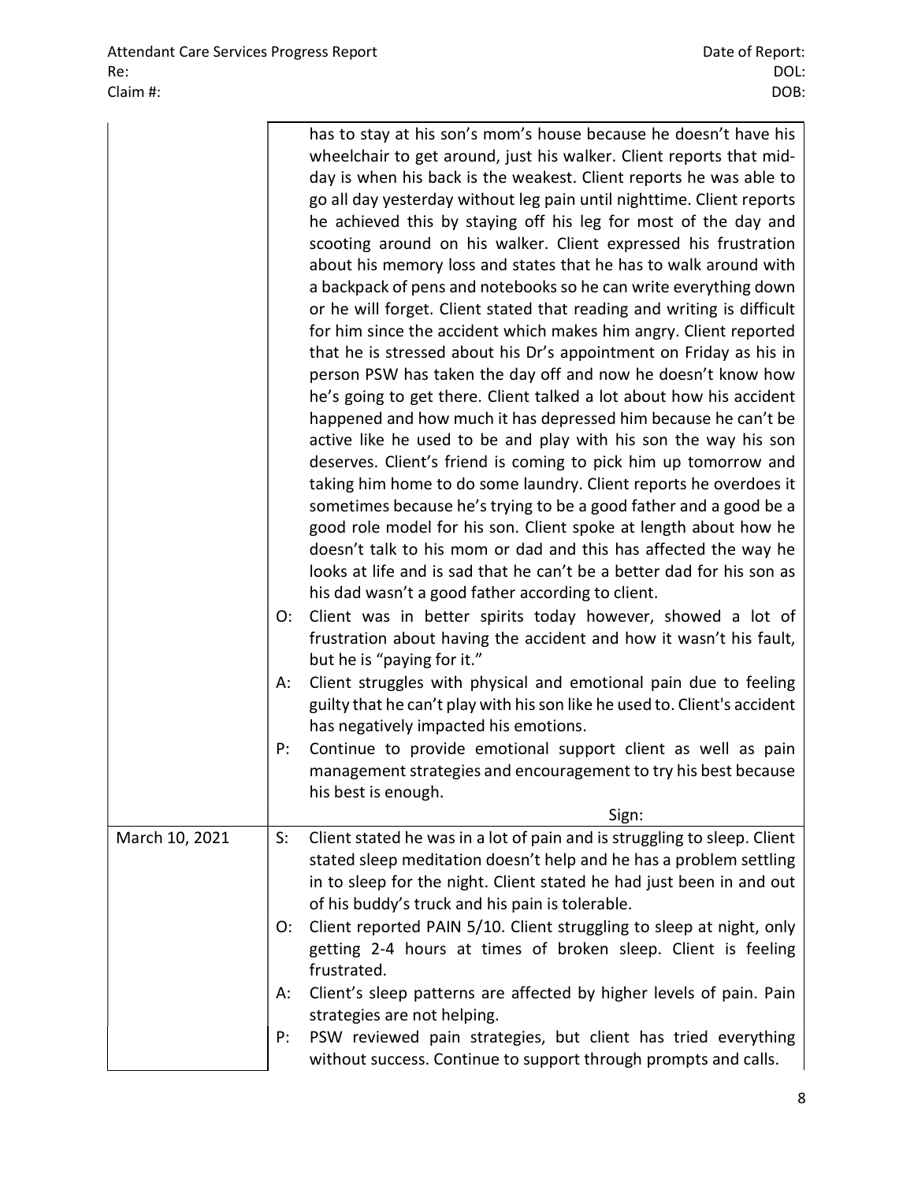| | |
|---|---|
| | has to stay at his son's mom's house because he doesn't have his wheelchair to get around, just his walker. Client reports that mid-day is when his back is the weakest. Client reports he was able to go all day yesterday without leg pain until nighttime. Client reports he achieved this by staying off his leg for most of the day and scooting around on his walker. Client expressed his frustration about his memory loss and states that he has to walk around with a backpack of pens and notebooks so he can write everything down or he will forget. Client stated that reading and writing is difficult for him since the accident which makes him angry. Client reported that he is stressed about his Dr's appointment on Friday as his in person PSW has taken the day off and now he doesn't know how he's going to get there. Client talked a lot about how his accident happened and how much it has depressed him because he can't be active like he used to be and play with his son the way his son deserves. Client's friend is coming to pick him up tomorrow and taking him home to do some laundry. Client reports he overdoes it sometimes because he's trying to be a good father and a good be a good role model for his son. Client spoke at length about how he doesn't talk to his mom or dad and this has affected the way he looks at life and is sad that he can't be a better dad for his son as his dad wasn't a good father according to client.<br>O: Client was in better spirits today however, showed a lot of frustration about having the accident and how it wasn't his fault, but he is "paying for it."<br>A: Client struggles with physical and emotional pain due to feeling guilty that he can't play with his son like he used to. Client's accident has negatively impacted his emotions.<br>P: Continue to provide emotional support client as well as pain management strategies and encouragement to try his best because his best is enough.<br>Sign: |
| March 10, 2021 | S: Client stated he was in a lot of pain and is struggling to sleep. Client stated sleep meditation doesn't help and he has a problem settling in to sleep for the night. Client stated he had just been in and out of his buddy's truck and his pain is tolerable.<br>O: Client reported PAIN 5/10. Client struggling to sleep at night, only getting 2-4 hours at times of broken sleep. Client is feeling frustrated.<br>A: Client's sleep patterns are affected by higher levels of pain. Pain strategies are not helping.<br>P: PSW reviewed pain strategies, but client has tried everything without success. Continue to support through prompts and calls. |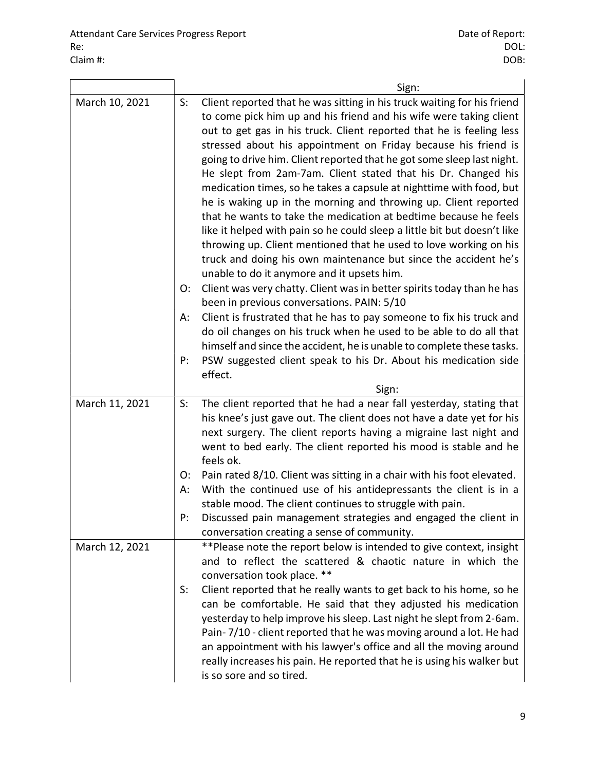| | |
|---|---|
| | Sign: |
| March 10, 2021 | S: Client reported that he was sitting in his truck waiting for his friend to come pick him up and his friend and his wife were taking client out to get gas in his truck. Client reported that he is feeling less stressed about his appointment on Friday because his friend is going to drive him. Client reported that he got some sleep last night. He slept from 2am-7am. Client stated that his Dr. Changed his medication times, so he takes a capsule at nighttime with food, but he is waking up in the morning and throwing up. Client reported that he wants to take the medication at bedtime because he feels like it helped with pain so he could sleep a little bit but doesn't like throwing up. Client mentioned that he used to love working on his truck and doing his own maintenance but since the accident he's unable to do it anymore and it upsets him.<br>O: Client was very chatty. Client was in better spirits today than he has been in previous conversations. PAIN: 5/10<br>A: Client is frustrated that he has to pay someone to fix his truck and do oil changes on his truck when he used to be able to do all that himself and since the accident, he is unable to complete these tasks.<br>P: PSW suggested client speak to his Dr. About his medication side effect.<br>Sign: |
| March 11, 2021 | S: The client reported that he had a near fall yesterday, stating that his knee's just gave out. The client does not have a date yet for his next surgery. The client reports having a migraine last night and went to bed early. The client reported his mood is stable and he feels ok.<br>O: Pain rated 8/10. Client was sitting in a chair with his foot elevated.<br>A: With the continued use of his antidepressants the client is in a stable mood. The client continues to struggle with pain.<br>P: Discussed pain management strategies and engaged the client in conversation creating a sense of community. |
| March 12, 2021 | **Please note the report below is intended to give context, insight and to reflect the scattered & chaotic nature in which the conversation took place. **<br>S: Client reported that he really wants to get back to his home, so he can be comfortable. He said that they adjusted his medication yesterday to help improve his sleep. Last night he slept from 2-6am. Pain- 7/10 - client reported that he was moving around a lot. He had an appointment with his lawyer's office and all the moving around really increases his pain. He reported that he is using his walker but is so sore and so tired. |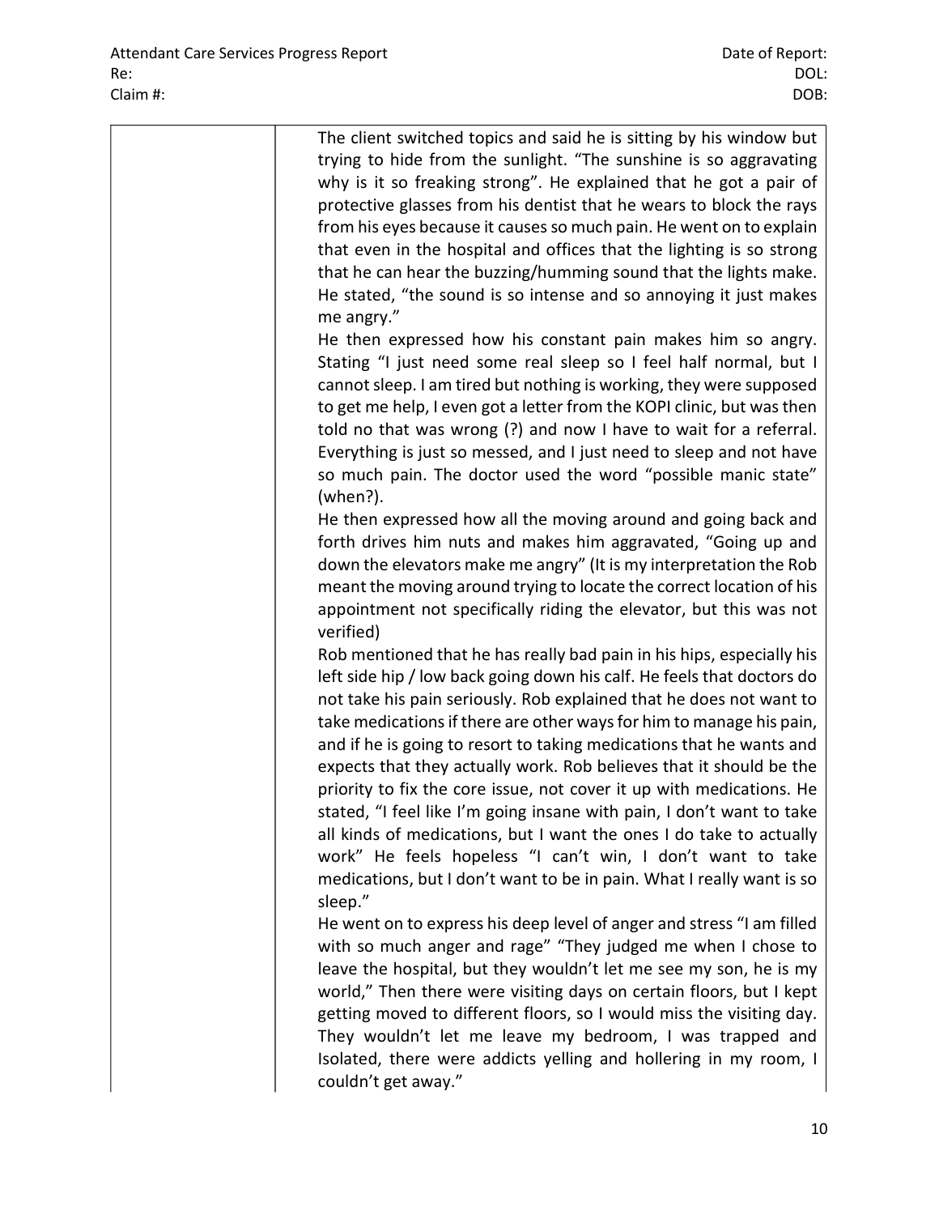The client switched topics and said he is sitting by his window but trying to hide from the sunlight. "The sunshine is so aggravating why is it so freaking strong". He explained that he got a pair of protective glasses from his dentist that he wears to block the rays from his eyes because it causes so much pain. He went on to explain that even in the hospital and offices that the lighting is so strong that he can hear the buzzing/humming sound that the lights make. He stated, "the sound is so intense and so annoying it just makes me angry."

He then expressed how his constant pain makes him so angry. Stating "I just need some real sleep so I feel half normal, but I cannot sleep. I am tired but nothing is working, they were supposed to get me help, I even got a letter from the KOPI clinic, but was then told no that was wrong (?) and now I have to wait for a referral. Everything is just so messed, and I just need to sleep and not have so much pain. The doctor used the word "possible manic state" (when?).

He then expressed how all the moving around and going back and forth drives him nuts and makes him aggravated, "Going up and down the elevators make me angry" (It is my interpretation the Rob meant the moving around trying to locate the correct location of his appointment not specifically riding the elevator, but this was not verified)

Rob mentioned that he has really bad pain in his hips, especially his left side hip / low back going down his calf. He feels that doctors do not take his pain seriously. Rob explained that he does not want to take medications if there are other ways for him to manage his pain, and if he is going to resort to taking medications that he wants and expects that they actually work. Rob believes that it should be the priority to fix the core issue, not cover it up with medications. He stated, "I feel like I'm going insane with pain, I don't want to take all kinds of medications, but I want the ones I do take to actually work" He feels hopeless "I can't win, I don't want to take medications, but I don't want to be in pain. What I really want is so sleep."

He went on to express his deep level of anger and stress "I am filled with so much anger and rage" "They judged me when I chose to leave the hospital, but they wouldn't let me see my son, he is my world," Then there were visiting days on certain floors, but I kept getting moved to different floors, so I would miss the visiting day. They wouldn't let me leave my bedroom, I was trapped and Isolated, there were addicts yelling and hollering in my room, I couldn't get away."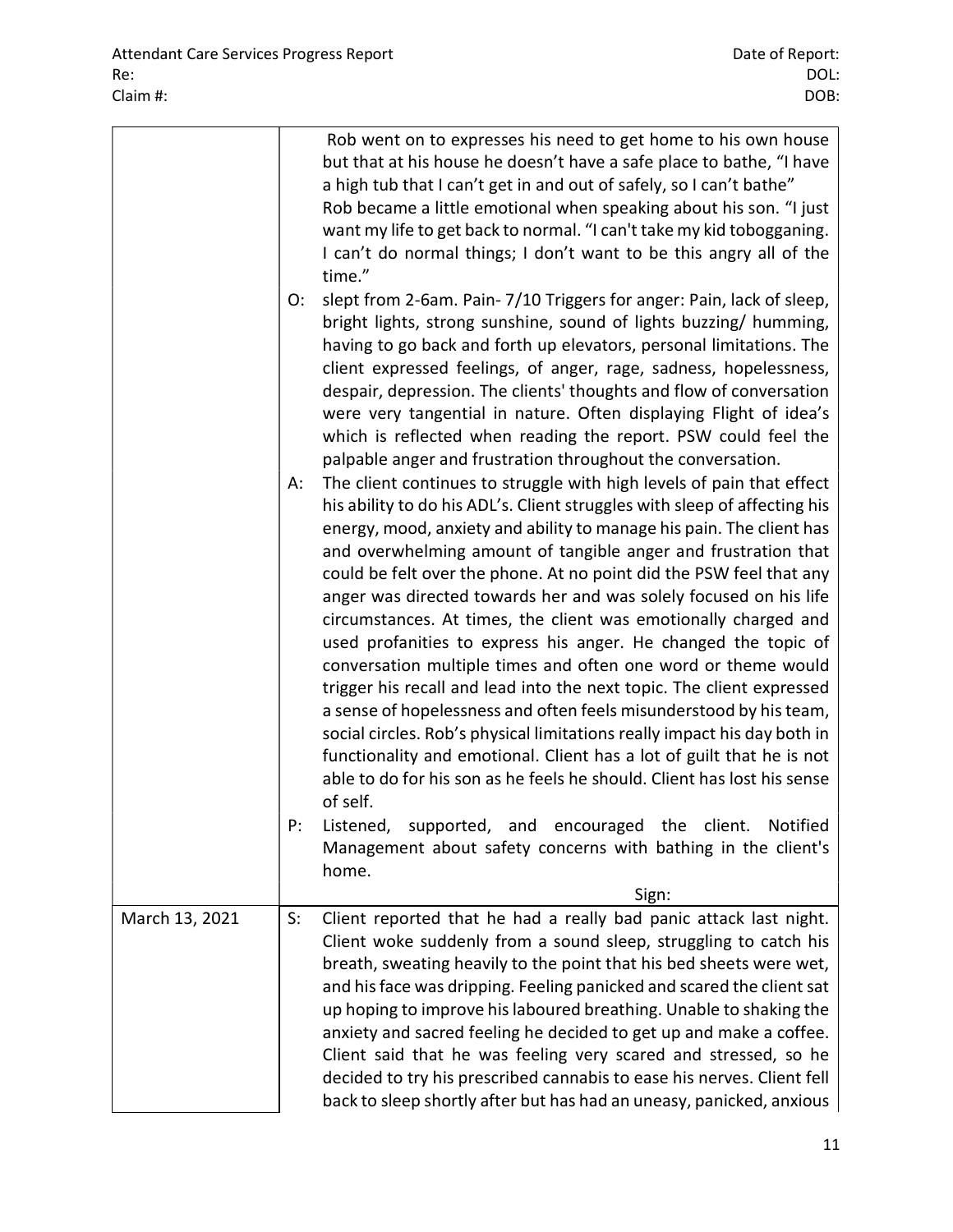| | |
|---|---|
| | Rob went on to expresses his need to get home to his own house but that at his house he doesn't have a safe place to bathe, "I have a high tub that I can't get in and out of safely, so I can't bathe" Rob became a little emotional when speaking about his son. "I just want my life to get back to normal. "I can't take my kid tobogganing. I can't do normal things; I don't want to be this angry all of the time."<br><br>O: slept from 2-6am. Pain- 7/10 Triggers for anger: Pain, lack of sleep, bright lights, strong sunshine, sound of lights buzzing/ humming, having to go back and forth up elevators, personal limitations. The client expressed feelings, of anger, rage, sadness, hopelessness, despair, depression. The clients' thoughts and flow of conversation were very tangential in nature. Often displaying Flight of idea's which is reflected when reading the report. PSW could feel the palpable anger and frustration throughout the conversation.<br><br>A: The client continues to struggle with high levels of pain that effect his ability to do his ADL's. Client struggles with sleep of affecting his energy, mood, anxiety and ability to manage his pain. The client has and overwhelming amount of tangible anger and frustration that could be felt over the phone. At no point did the PSW feel that any anger was directed towards her and was solely focused on his life circumstances. At times, the client was emotionally charged and used profanities to express his anger. He changed the topic of conversation multiple times and often one word or theme would trigger his recall and lead into the next topic. The client expressed a sense of hopelessness and often feels misunderstood by his team, social circles. Rob's physical limitations really impact his day both in functionality and emotional. Client has a lot of guilt that he is not able to do for his son as he feels he should. Client has lost his sense of self.<br><br>P: Listened, supported, and encouraged the client. Notified Management about safety concerns with bathing in the client's home.<br><br>Sign: |
| March 13, 2021 | S: Client reported that he had a really bad panic attack last night. Client woke suddenly from a sound sleep, struggling to catch his breath, sweating heavily to the point that his bed sheets were wet, and his face was dripping. Feeling panicked and scared the client sat up hoping to improve his laboured breathing. Unable to shaking the anxiety and sacred feeling he decided to get up and make a coffee. Client said that he was feeling very scared and stressed, so he decided to try his prescribed cannabis to ease his nerves. Client fell back to sleep shortly after but has had an uneasy, panicked, anxious |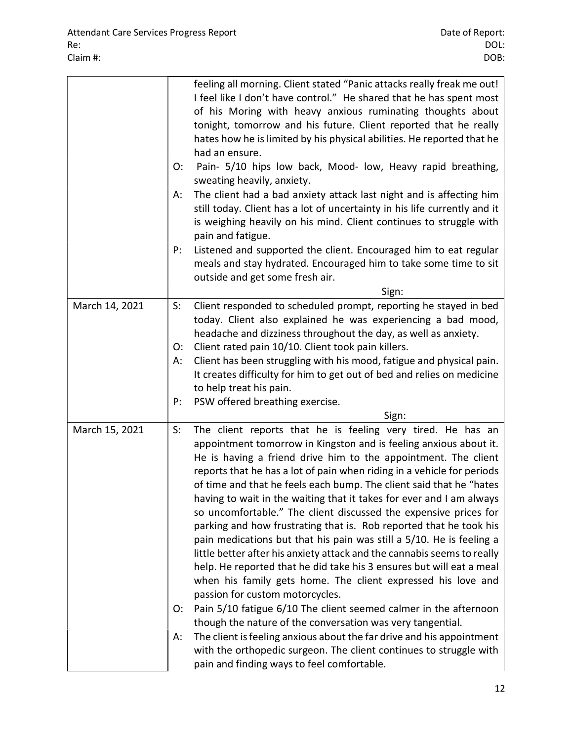| | |
|---|---|
| | feeling all morning. Client stated "Panic attacks really freak me out! I feel like I don't have control." He shared that he has spent most of his Moring with heavy anxious ruminating thoughts about tonight, tomorrow and his future. Client reported that he really hates how he is limited by his physical abilities. He reported that he had an ensure.<br>O: Pain- 5/10 hips low back, Mood- low, Heavy rapid breathing, sweating heavily, anxiety.<br>A: The client had a bad anxiety attack last night and is affecting him still today. Client has a lot of uncertainty in his life currently and it is weighing heavily on his mind. Client continues to struggle with pain and fatigue.<br>P: Listened and supported the client. Encouraged him to eat regular meals and stay hydrated. Encouraged him to take some time to sit outside and get some fresh air.<br>Sign: |
| March 14, 2021 | S: Client responded to scheduled prompt, reporting he stayed in bed today. Client also explained he was experiencing a bad mood, headache and dizziness throughout the day, as well as anxiety.<br>O: Client rated pain 10/10. Client took pain killers.<br>A: Client has been struggling with his mood, fatigue and physical pain. It creates difficulty for him to get out of bed and relies on medicine to help treat his pain.<br>P: PSW offered breathing exercise.<br>Sign: |
| March 15, 2021 | S: The client reports that he is feeling very tired. He has an appointment tomorrow in Kingston and is feeling anxious about it. He is having a friend drive him to the appointment. The client reports that he has a lot of pain when riding in a vehicle for periods of time and that he feels each bump. The client said that he "hates having to wait in the waiting that it takes for ever and I am always so uncomfortable." The client discussed the expensive prices for parking and how frustrating that is. Rob reported that he took his pain medications but that his pain was still a 5/10. He is feeling a little better after his anxiety attack and the cannabis seems to really help. He reported that he did take his 3 ensures but will eat a meal when his family gets home. The client expressed his love and passion for custom motorcycles.<br>O: Pain 5/10 fatigue 6/10 The client seemed calmer in the afternoon though the nature of the conversation was very tangential.<br>A: The client is feeling anxious about the far drive and his appointment with the orthopedic surgeon. The client continues to struggle with pain and finding ways to feel comfortable. |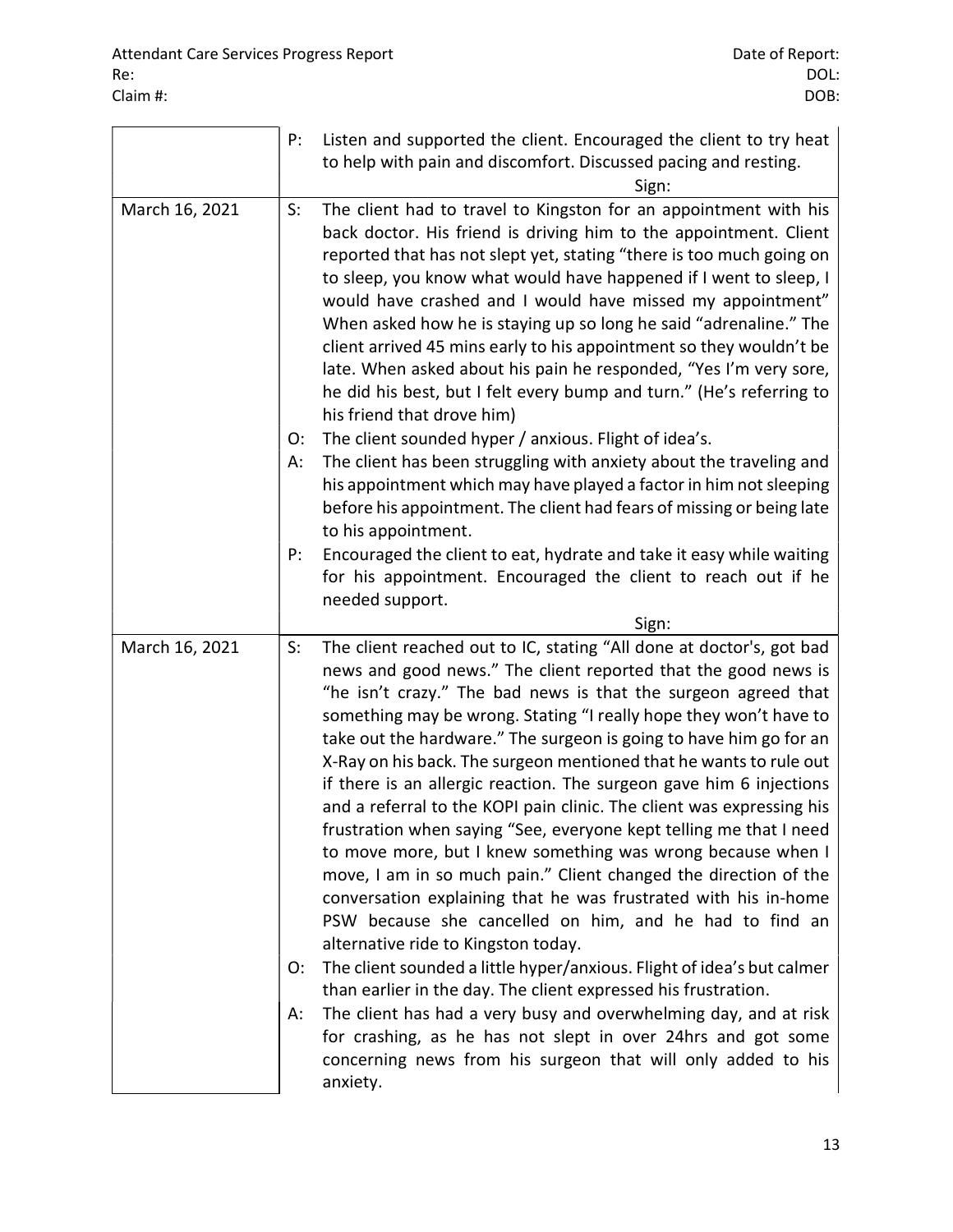| | |
|---|---|
| | P: Listen and supported the client. Encouraged the client to try heat to help with pain and discomfort. Discussed pacing and resting.<br>Sign: |
| March 16, 2021 | S: The client had to travel to Kingston for an appointment with his back doctor. His friend is driving him to the appointment. Client reported that has not slept yet, stating "there is too much going on to sleep, you know what would have happened if I went to sleep, I would have crashed and I would have missed my appointment" When asked how he is staying up so long he said "adrenaline." The client arrived 45 mins early to his appointment so they wouldn't be late. When asked about his pain he responded, "Yes I'm very sore, he did his best, but I felt every bump and turn." (He's referring to his friend that drove him)<br>O: The client sounded hyper / anxious. Flight of idea's.<br>A: The client has been struggling with anxiety about the traveling and his appointment which may have played a factor in him not sleeping before his appointment. The client had fears of missing or being late to his appointment.<br>P: Encouraged the client to eat, hydrate and take it easy while waiting for his appointment. Encouraged the client to reach out if he needed support.<br>Sign: |
| March 16, 2021 | S: The client reached out to IC, stating "All done at doctor's, got bad news and good news." The client reported that the good news is "he isn't crazy." The bad news is that the surgeon agreed that something may be wrong. Stating "I really hope they won't have to take out the hardware." The surgeon is going to have him go for an X-Ray on his back. The surgeon mentioned that he wants to rule out if there is an allergic reaction. The surgeon gave him 6 injections and a referral to the KOPI pain clinic. The client was expressing his frustration when saying "See, everyone kept telling me that I need to move more, but I knew something was wrong because when I move, I am in so much pain." Client changed the direction of the conversation explaining that he was frustrated with his in-home PSW because she cancelled on him, and he had to find an alternative ride to Kingston today.<br>O: The client sounded a little hyper/anxious. Flight of idea's but calmer than earlier in the day. The client expressed his frustration.<br>A: The client has had a very busy and overwhelming day, and at risk for crashing, as he has not slept in over 24hrs and got some concerning news from his surgeon that will only added to his anxiety. |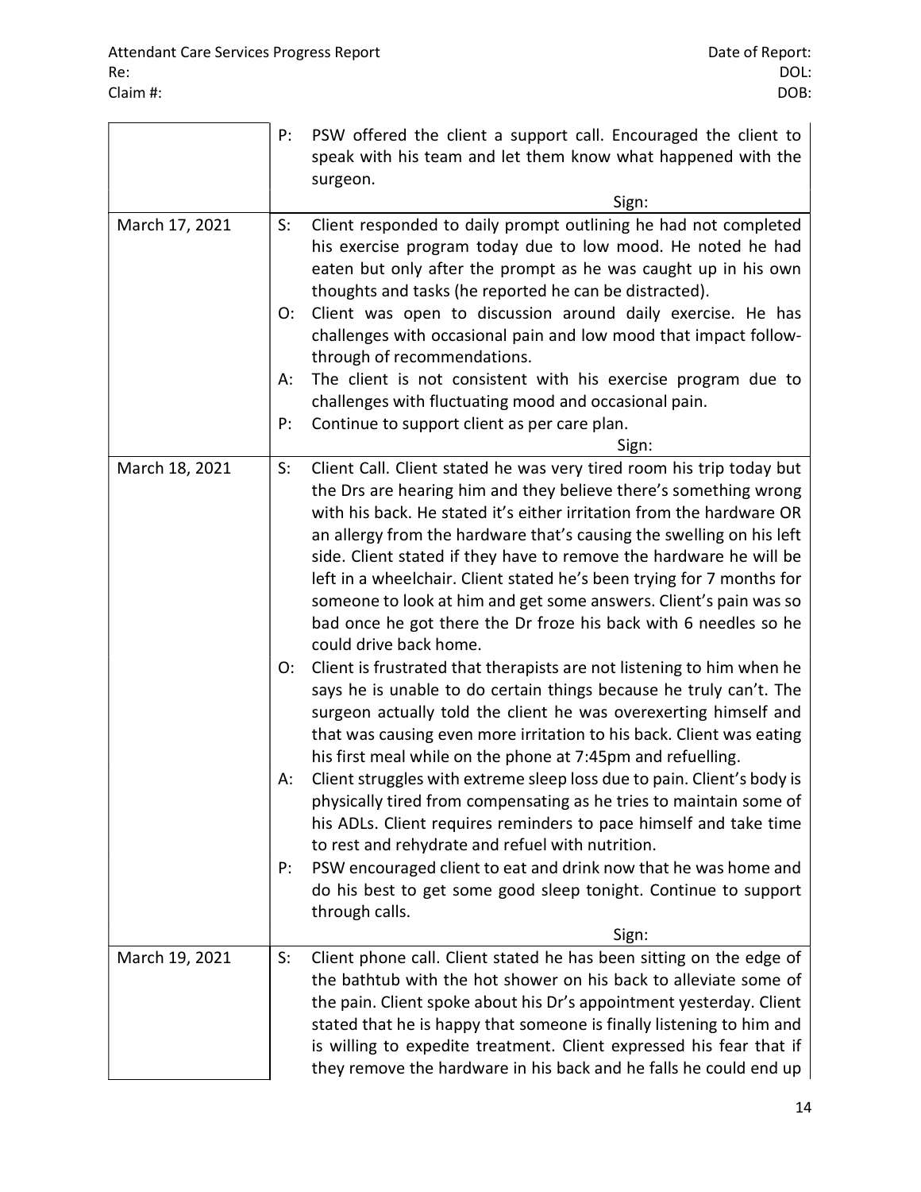| | |
|---|---|
| | P: PSW offered the client a support call. Encouraged the client to speak with his team and let them know what happened with the surgeon.<br>Sign: |
| March 17, 2021 | S: Client responded to daily prompt outlining he had not completed his exercise program today due to low mood. He noted he had eaten but only after the prompt as he was caught up in his own thoughts and tasks (he reported he can be distracted).<br>O: Client was open to discussion around daily exercise. He has challenges with occasional pain and low mood that impact follow-through of recommendations.<br>A: The client is not consistent with his exercise program due to challenges with fluctuating mood and occasional pain.<br>P: Continue to support client as per care plan.<br>Sign: |
| March 18, 2021 | S: Client Call. Client stated he was very tired room his trip today but the Drs are hearing him and they believe there's something wrong with his back. He stated it's either irritation from the hardware OR an allergy from the hardware that's causing the swelling on his left side. Client stated if they have to remove the hardware he will be left in a wheelchair. Client stated he's been trying for 7 months for someone to look at him and get some answers. Client's pain was so bad once he got there the Dr froze his back with 6 needles so he could drive back home.<br>O: Client is frustrated that therapists are not listening to him when he says he is unable to do certain things because he truly can't. The surgeon actually told the client he was overexerting himself and that was causing even more irritation to his back. Client was eating his first meal while on the phone at 7:45pm and refuelling.<br>A: Client struggles with extreme sleep loss due to pain. Client's body is physically tired from compensating as he tries to maintain some of his ADLs. Client requires reminders to pace himself and take time to rest and rehydrate and refuel with nutrition.<br>P: PSW encouraged client to eat and drink now that he was home and do his best to get some good sleep tonight. Continue to support through calls.<br>Sign: |
| March 19, 2021 | S: Client phone call. Client stated he has been sitting on the edge of the bathtub with the hot shower on his back to alleviate some of the pain. Client spoke about his Dr's appointment yesterday. Client stated that he is happy that someone is finally listening to him and is willing to expedite treatment. Client expressed his fear that if they remove the hardware in his back and he falls he could end up |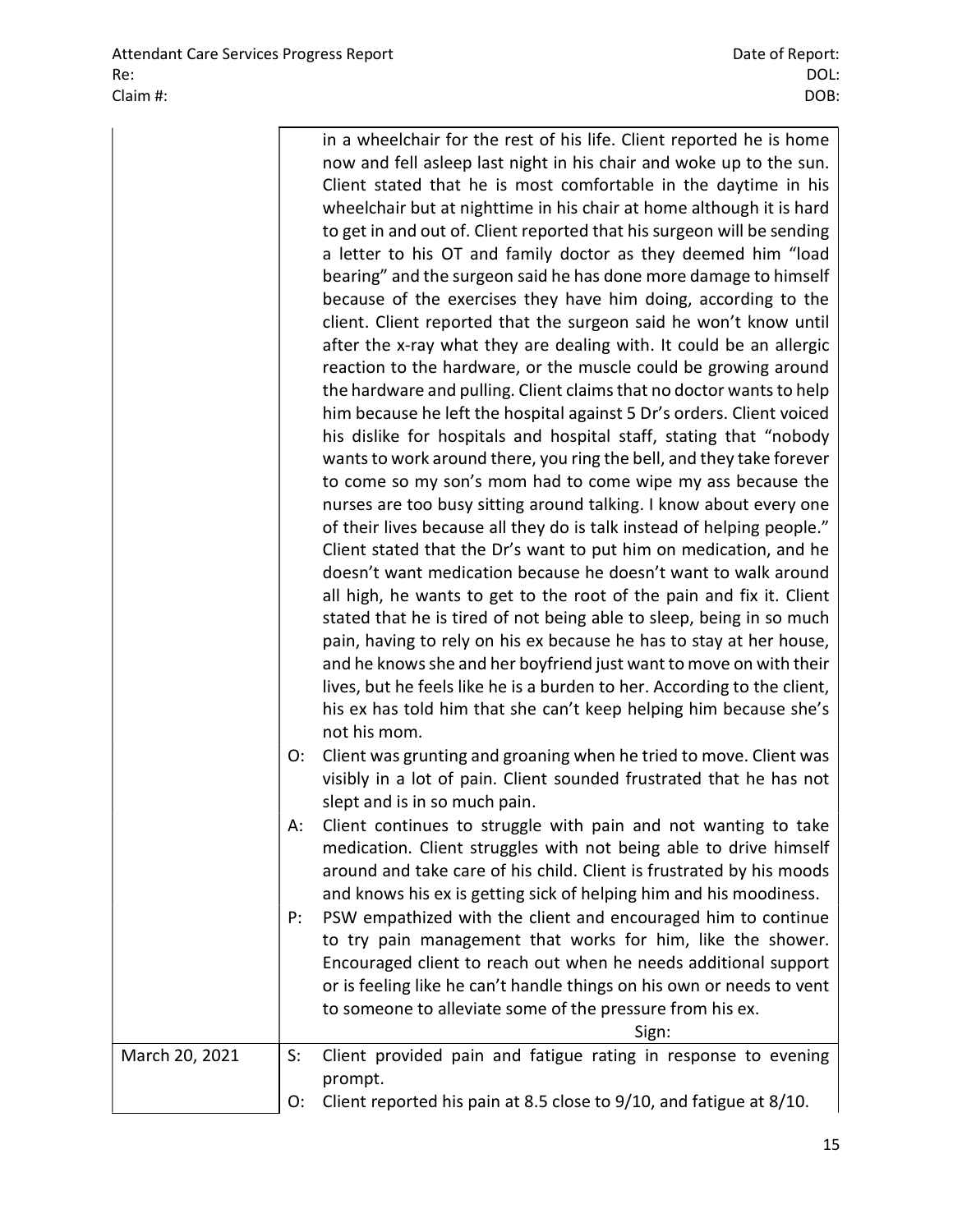| | |
|---|---|
| | in a wheelchair for the rest of his life. Client reported he is home now and fell asleep last night in his chair and woke up to the sun. Client stated that he is most comfortable in the daytime in his wheelchair but at nighttime in his chair at home although it is hard to get in and out of. Client reported that his surgeon will be sending a letter to his OT and family doctor as they deemed him "load bearing" and the surgeon said he has done more damage to himself because of the exercises they have him doing, according to the client. Client reported that the surgeon said he won't know until after the x-ray what they are dealing with. It could be an allergic reaction to the hardware, or the muscle could be growing around the hardware and pulling. Client claims that no doctor wants to help him because he left the hospital against 5 Dr's orders. Client voiced his dislike for hospitals and hospital staff, stating that "nobody wants to work around there, you ring the bell, and they take forever to come so my son's mom had to come wipe my ass because the nurses are too busy sitting around talking. I know about every one of their lives because all they do is talk instead of helping people." Client stated that the Dr's want to put him on medication, and he doesn't want medication because he doesn't want to walk around all high, he wants to get to the root of the pain and fix it. Client stated that he is tired of not being able to sleep, being in so much pain, having to rely on his ex because he has to stay at her house, and he knows she and her boyfriend just want to move on with their lives, but he feels like he is a burden to her. According to the client, his ex has told him that she can't keep helping him because she's not his mom.<br>O: Client was grunting and groaning when he tried to move. Client was visibly in a lot of pain. Client sounded frustrated that he has not slept and is in so much pain.<br>A: Client continues to struggle with pain and not wanting to take medication. Client struggles with not being able to drive himself around and take care of his child. Client is frustrated by his moods and knows his ex is getting sick of helping him and his moodiness.<br>P: PSW empathized with the client and encouraged him to continue to try pain management that works for him, like the shower. Encouraged client to reach out when he needs additional support or is feeling like he can't handle things on his own or needs to vent to someone to alleviate some of the pressure from his ex.<br>Sign: |
| March 20, 2021 | S: Client provided pain and fatigue rating in response to evening prompt.<br>O: Client reported his pain at 8.5 close to 9/10, and fatigue at 8/10. |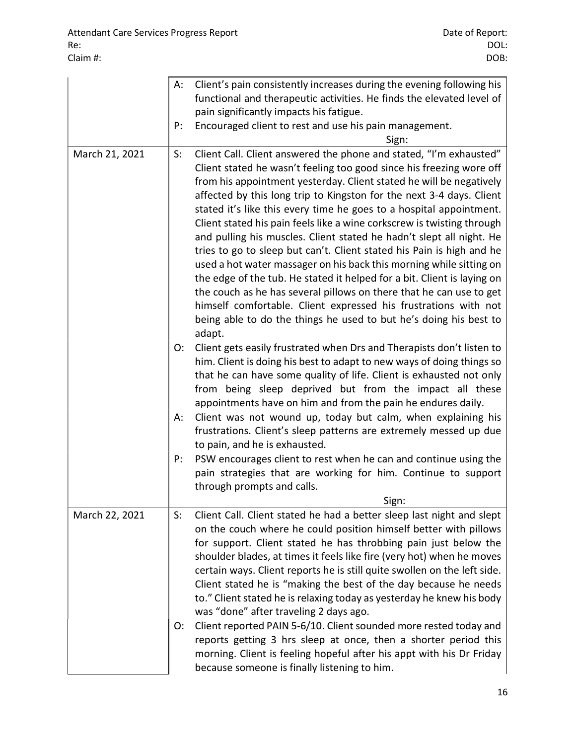| | | |
|---|---|---|
| | A: | Client's pain consistently increases during the evening following his functional and therapeutic activities. He finds the elevated level of pain significantly impacts his fatigue. |
| | P: | Encouraged client to rest and use his pain management.<br>Sign: |
| March 21, 2021 | S: | Client Call. Client answered the phone and stated, "I'm exhausted" Client stated he wasn't feeling too good since his freezing wore off from his appointment yesterday. Client stated he will be negatively affected by this long trip to Kingston for the next 3-4 days. Client stated it's like this every time he goes to a hospital appointment. Client stated his pain feels like a wine corkscrew is twisting through and pulling his muscles. Client stated he hadn't slept all night. He tries to go to sleep but can't. Client stated his Pain is high and he used a hot water massager on his back this morning while sitting on the edge of the tub. He stated it helped for a bit. Client is laying on the couch as he has several pillows on there that he can use to get himself comfortable. Client expressed his frustrations with not being able to do the things he used to but he's doing his best to adapt. |
| | O: | Client gets easily frustrated when Drs and Therapists don't listen to him. Client is doing his best to adapt to new ways of doing things so that he can have some quality of life. Client is exhausted not only from being sleep deprived but from the impact all these appointments have on him and from the pain he endures daily. |
| | A: | Client was not wound up, today but calm, when explaining his frustrations. Client's sleep patterns are extremely messed up due to pain, and he is exhausted. |
| | P: | PSW encourages client to rest when he can and continue using the pain strategies that are working for him. Continue to support through prompts and calls.<br>Sign: |
| March 22, 2021 | S: | Client Call. Client stated he had a better sleep last night and slept on the couch where he could position himself better with pillows for support. Client stated he has throbbing pain just below the shoulder blades, at times it feels like fire (very hot) when he moves certain ways. Client reports he is still quite swollen on the left side. Client stated he is "making the best of the day because he needs to." Client stated he is relaxing today as yesterday he knew his body was "done" after traveling 2 days ago. |
| | O: | Client reported PAIN 5-6/10. Client sounded more rested today and reports getting 3 hrs sleep at once, then a shorter period this morning. Client is feeling hopeful after his appt with his Dr Friday because someone is finally listening to him. |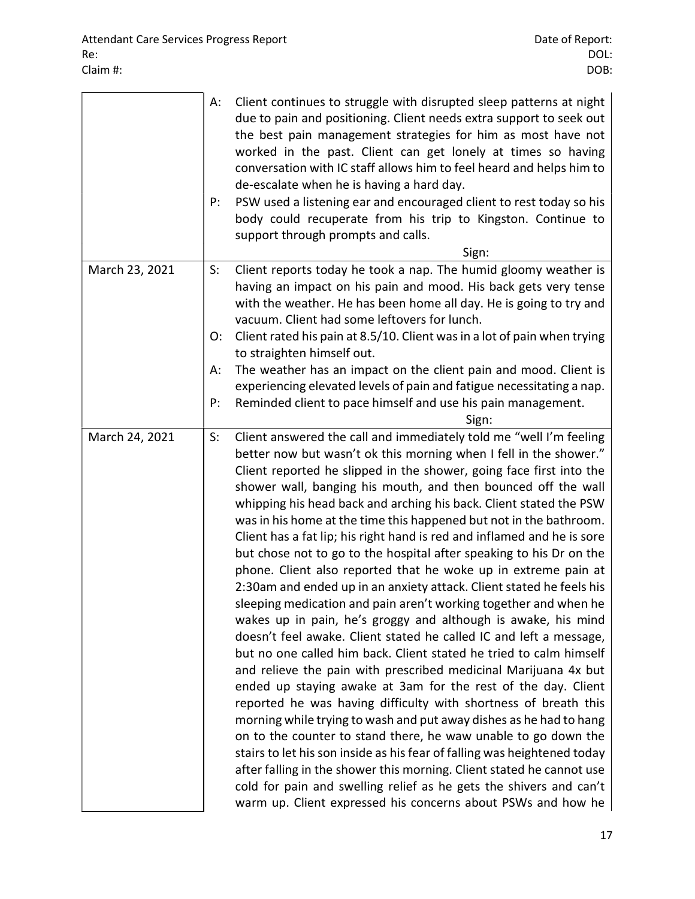| | |
|---|---|
| | A: Client continues to struggle with disrupted sleep patterns at night due to pain and positioning. Client needs extra support to seek out the best pain management strategies for him as most have not worked in the past. Client can get lonely at times so having conversation with IC staff allows him to feel heard and helps him to de-escalate when he is having a hard day.<br>P: PSW used a listening ear and encouraged client to rest today so his body could recuperate from his trip to Kingston. Continue to support through prompts and calls.<br>Sign: |
| March 23, 2021 | S: Client reports today he took a nap. The humid gloomy weather is having an impact on his pain and mood. His back gets very tense with the weather. He has been home all day. He is going to try and vacuum. Client had some leftovers for lunch.<br>O: Client rated his pain at 8.5/10. Client was in a lot of pain when trying to straighten himself out.<br>A: The weather has an impact on the client pain and mood. Client is experiencing elevated levels of pain and fatigue necessitating a nap.<br>P: Reminded client to pace himself and use his pain management.<br>Sign: |
| March 24, 2021 | S: Client answered the call and immediately told me "well I'm feeling better now but wasn't ok this morning when I fell in the shower." Client reported he slipped in the shower, going face first into the shower wall, banging his mouth, and then bounced off the wall whipping his head back and arching his back. Client stated the PSW was in his home at the time this happened but not in the bathroom. Client has a fat lip; his right hand is red and inflamed and he is sore but chose not to go to the hospital after speaking to his Dr on the phone. Client also reported that he woke up in extreme pain at 2:30am and ended up in an anxiety attack. Client stated he feels his sleeping medication and pain aren't working together and when he wakes up in pain, he's groggy and although is awake, his mind doesn't feel awake. Client stated he called IC and left a message, but no one called him back. Client stated he tried to calm himself and relieve the pain with prescribed medicinal Marijuana 4x but ended up staying awake at 3am for the rest of the day. Client reported he was having difficulty with shortness of breath this morning while trying to wash and put away dishes as he had to hang on to the counter to stand there, he waw unable to go down the stairs to let his son inside as his fear of falling was heightened today after falling in the shower this morning. Client stated he cannot use cold for pain and swelling relief as he gets the shivers and can't warm up. Client expressed his concerns about PSWs and how he |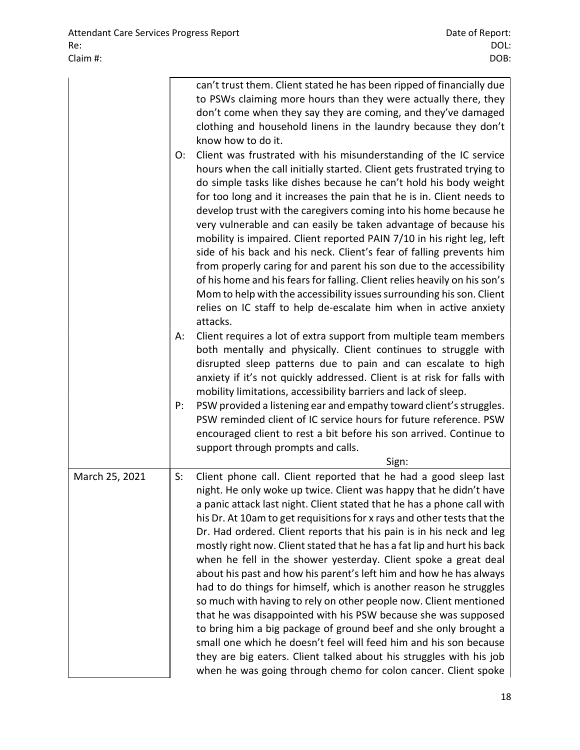| | |
|---|---|
| | can't trust them. Client stated he has been ripped of financially due to PSWs claiming more hours than they were actually there, they don't come when they say they are coming, and they've damaged clothing and household linens in the laundry because they don't know how to do it.<br>O: Client was frustrated with his misunderstanding of the IC service hours when the call initially started. Client gets frustrated trying to do simple tasks like dishes because he can't hold his body weight for too long and it increases the pain that he is in. Client needs to develop trust with the caregivers coming into his home because he very vulnerable and can easily be taken advantage of because his mobility is impaired. Client reported PAIN 7/10 in his right leg, left side of his back and his neck. Client's fear of falling prevents him from properly caring for and parent his son due to the accessibility of his home and his fears for falling. Client relies heavily on his son's Mom to help with the accessibility issues surrounding his son. Client relies on IC staff to help de-escalate him when in active anxiety attacks.<br>A: Client requires a lot of extra support from multiple team members both mentally and physically. Client continues to struggle with disrupted sleep patterns due to pain and can escalate to high anxiety if it's not quickly addressed. Client is at risk for falls with mobility limitations, accessibility barriers and lack of sleep.<br>P: PSW provided a listening ear and empathy toward client's struggles. PSW reminded client of IC service hours for future reference. PSW encouraged client to rest a bit before his son arrived. Continue to support through prompts and calls.<br>Sign: |
| March 25, 2021 | S: Client phone call. Client reported that he had a good sleep last night. He only woke up twice. Client was happy that he didn't have a panic attack last night. Client stated that he has a phone call with his Dr. At 10am to get requisitions for x rays and other tests that the Dr. Had ordered. Client reports that his pain is in his neck and leg mostly right now. Client stated that he has a fat lip and hurt his back when he fell in the shower yesterday. Client spoke a great deal about his past and how his parent's left him and how he has always had to do things for himself, which is another reason he struggles so much with having to rely on other people now. Client mentioned that he was disappointed with his PSW because she was supposed to bring him a big package of ground beef and she only brought a small one which he doesn't feel will feed him and his son because they are big eaters. Client talked about his struggles with his job when he was going through chemo for colon cancer. Client spoke |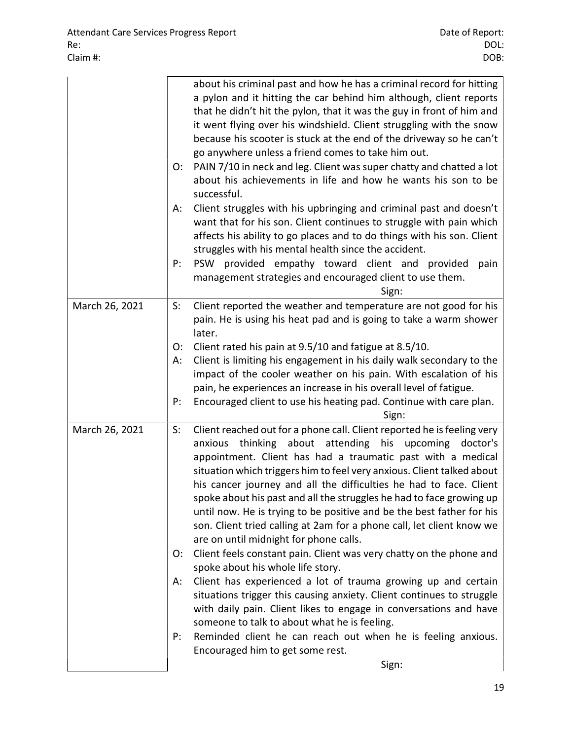| | |
|---|---|
| | about his criminal past and how he has a criminal record for hitting a pylon and it hitting the car behind him although, client reports that he didn't hit the pylon, that it was the guy in front of him and it went flying over his windshield. Client struggling with the snow because his scooter is stuck at the end of the driveway so he can't go anywhere unless a friend comes to take him out.<br>O: PAIN 7/10 in neck and leg. Client was super chatty and chatted a lot about his achievements in life and how he wants his son to be successful.<br>A: Client struggles with his upbringing and criminal past and doesn't want that for his son. Client continues to struggle with pain which affects his ability to go places and to do things with his son. Client struggles with his mental health since the accident.<br>P: PSW provided empathy toward client and provided pain management strategies and encouraged client to use them.<br>Sign: |
| March 26, 2021 | S: Client reported the weather and temperature are not good for his pain. He is using his heat pad and is going to take a warm shower later.<br>O: Client rated his pain at 9.5/10 and fatigue at 8.5/10.<br>A: Client is limiting his engagement in his daily walk secondary to the impact of the cooler weather on his pain. With escalation of his pain, he experiences an increase in his overall level of fatigue.<br>P: Encouraged client to use his heating pad. Continue with care plan.<br>Sign: |
| March 26, 2021 | S: Client reached out for a phone call. Client reported he is feeling very anxious thinking about attending his upcoming doctor's appointment. Client has had a traumatic past with a medical situation which triggers him to feel very anxious. Client talked about his cancer journey and all the difficulties he had to face. Client spoke about his past and all the struggles he had to face growing up until now. He is trying to be positive and be the best father for his son. Client tried calling at 2am for a phone call, let client know we are on until midnight for phone calls.<br>O: Client feels constant pain. Client was very chatty on the phone and spoke about his whole life story.<br>A: Client has experienced a lot of trauma growing up and certain situations trigger this causing anxiety. Client continues to struggle with daily pain. Client likes to engage in conversations and have someone to talk to about what he is feeling.<br>P: Reminded client he can reach out when he is feeling anxious. Encouraged him to get some rest.<br>Sign: |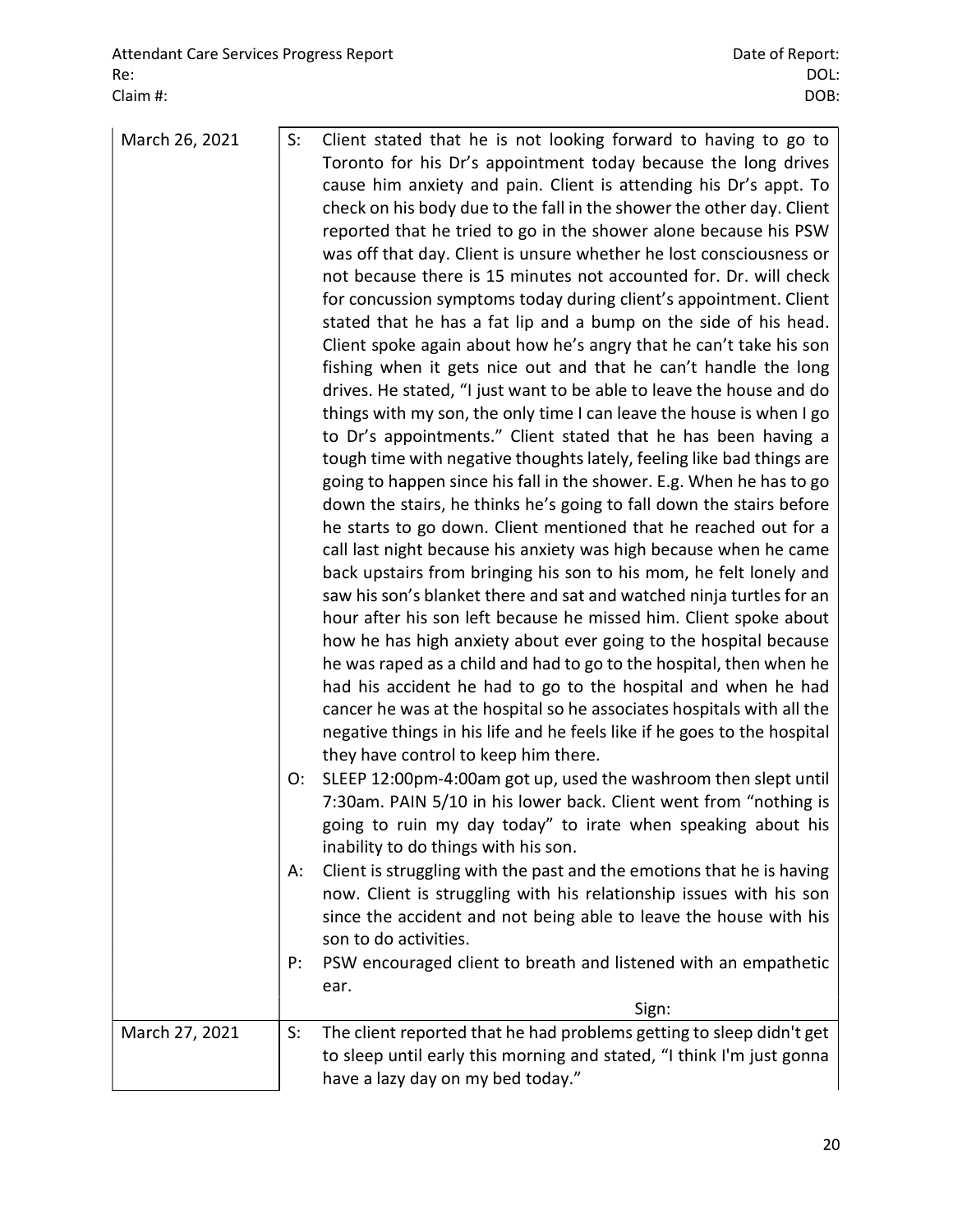| | |
|---|---|
| March 26, 2021 | S: Client stated that he is not looking forward to having to go to Toronto for his Dr's appointment today because the long drives cause him anxiety and pain. Client is attending his Dr's appt. To check on his body due to the fall in the shower the other day. Client reported that he tried to go in the shower alone because his PSW was off that day. Client is unsure whether he lost consciousness or not because there is 15 minutes not accounted for. Dr. will check for concussion symptoms today during client's appointment. Client stated that he has a fat lip and a bump on the side of his head. Client spoke again about how he's angry that he can't take his son fishing when it gets nice out and that he can't handle the long drives. He stated, "I just want to be able to leave the house and do things with my son, the only time I can leave the house is when I go to Dr's appointments." Client stated that he has been having a tough time with negative thoughts lately, feeling like bad things are going to happen since his fall in the shower. E.g. When he has to go down the stairs, he thinks he's going to fall down the stairs before he starts to go down. Client mentioned that he reached out for a call last night because his anxiety was high because when he came back upstairs from bringing his son to his mom, he felt lonely and saw his son's blanket there and sat and watched ninja turtles for an hour after his son left because he missed him. Client spoke about how he has high anxiety about ever going to the hospital because he was raped as a child and had to go to the hospital, then when he had his accident he had to go to the hospital and when he had cancer he was at the hospital so he associates hospitals with all the negative things in his life and he feels like if he goes to the hospital they have control to keep him there.<br>O: SLEEP 12:00pm-4:00am got up, used the washroom then slept until 7:30am. PAIN 5/10 in his lower back. Client went from "nothing is going to ruin my day today" to irate when speaking about his inability to do things with his son.<br>A: Client is struggling with the past and the emotions that he is having now. Client is struggling with his relationship issues with his son since the accident and not being able to leave the house with his son to do activities.<br>P: PSW encouraged client to breath and listened with an empathetic ear.<br>Sign: |
| March 27, 2021 | S: The client reported that he had problems getting to sleep didn't get to sleep until early this morning and stated, "I think I'm just gonna have a lazy day on my bed today." |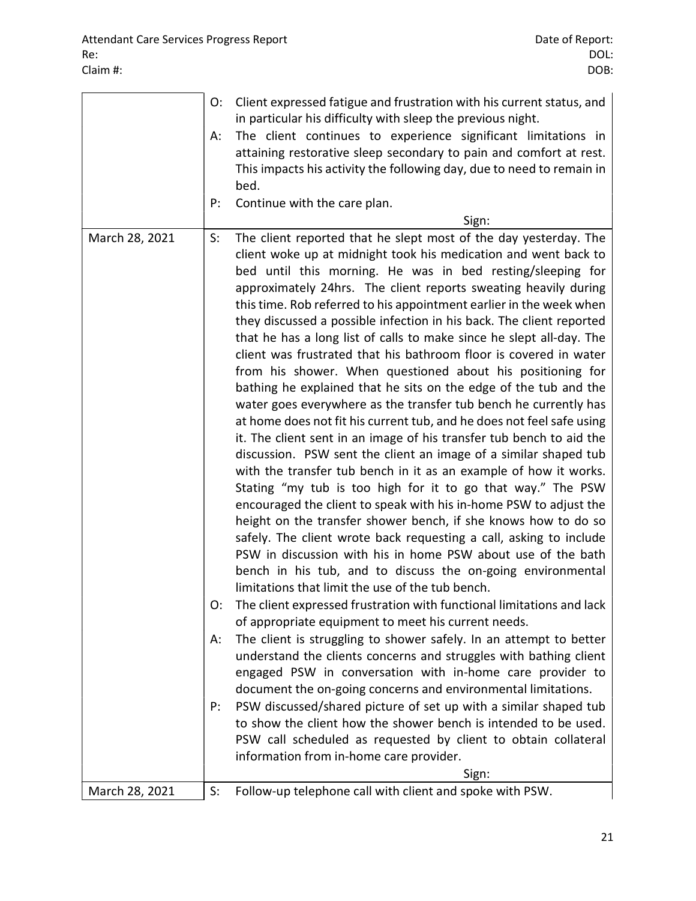| | |
|---|---|
| | O: Client expressed fatigue and frustration with his current status, and in particular his difficulty with sleep the previous night.<br>A: The client continues to experience significant limitations in attaining restorative sleep secondary to pain and comfort at rest. This impacts his activity the following day, due to need to remain in bed.<br>P: Continue with the care plan.<br>Sign: |
| March 28, 2021 | S: The client reported that he slept most of the day yesterday. The client woke up at midnight took his medication and went back to bed until this morning. He was in bed resting/sleeping for approximately 24hrs. The client reports sweating heavily during this time. Rob referred to his appointment earlier in the week when they discussed a possible infection in his back. The client reported that he has a long list of calls to make since he slept all-day. The client was frustrated that his bathroom floor is covered in water from his shower. When questioned about his positioning for bathing he explained that he sits on the edge of the tub and the water goes everywhere as the transfer tub bench he currently has at home does not fit his current tub, and he does not feel safe using it. The client sent in an image of his transfer tub bench to aid the discussion. PSW sent the client an image of a similar shaped tub with the transfer tub bench in it as an example of how it works. Stating "my tub is too high for it to go that way." The PSW encouraged the client to speak with his in-home PSW to adjust the height on the transfer shower bench, if she knows how to do so safely. The client wrote back requesting a call, asking to include PSW in discussion with his in home PSW about use of the bath bench in his tub, and to discuss the on-going environmental limitations that limit the use of the tub bench.<br>O: The client expressed frustration with functional limitations and lack of appropriate equipment to meet his current needs.<br>A: The client is struggling to shower safely. In an attempt to better understand the clients concerns and struggles with bathing client engaged PSW in conversation with in-home care provider to document the on-going concerns and environmental limitations.<br>P: PSW discussed/shared picture of set up with a similar shaped tub to show the client how the shower bench is intended to be used. PSW call scheduled as requested by client to obtain collateral information from in-home care provider.<br>Sign: |
| March 28, 2021 | S: Follow-up telephone call with client and spoke with PSW. |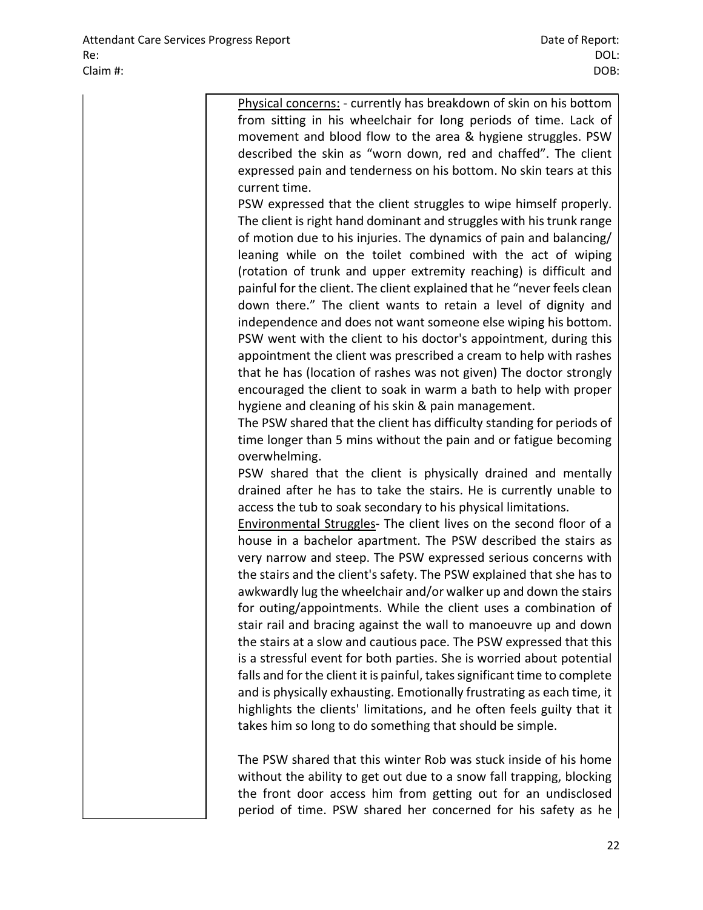<u>Physical concerns:</u> - currently has breakdown of skin on his bottom from sitting in his wheelchair for long periods of time. Lack of movement and blood flow to the area & hygiene struggles. PSW described the skin as "worn down, red and chaffed". The client expressed pain and tenderness on his bottom. No skin tears at this current time.

PSW expressed that the client struggles to wipe himself properly. The client is right hand dominant and struggles with his trunk range of motion due to his injuries. The dynamics of pain and balancing/ leaning while on the toilet combined with the act of wiping (rotation of trunk and upper extremity reaching) is difficult and painful for the client. The client explained that he "never feels clean down there." The client wants to retain a level of dignity and independence and does not want someone else wiping his bottom.

PSW went with the client to his doctor's appointment, during this appointment the client was prescribed a cream to help with rashes that he has (location of rashes was not given) The doctor strongly encouraged the client to soak in warm a bath to help with proper hygiene and cleaning of his skin & pain management.

The PSW shared that the client has difficulty standing for periods of time longer than 5 mins without the pain and or fatigue becoming overwhelming.

PSW shared that the client is physically drained and mentally drained after he has to take the stairs. He is currently unable to access the tub to soak secondary to his physical limitations.

<u>Environmental Struggles</u>- The client lives on the second floor of a house in a bachelor apartment. The PSW described the stairs as very narrow and steep. The PSW expressed serious concerns with the stairs and the client's safety. The PSW explained that she has to awkwardly lug the wheelchair and/or walker up and down the stairs for outing/appointments. While the client uses a combination of stair rail and bracing against the wall to manoeuvre up and down the stairs at a slow and cautious pace. The PSW expressed that this is a stressful event for both parties. She is worried about potential falls and for the client it is painful, takes significant time to complete and is physically exhausting. Emotionally frustrating as each time, it highlights the clients' limitations, and he often feels guilty that it takes him so long to do something that should be simple.

The PSW shared that this winter Rob was stuck inside of his home without the ability to get out due to a snow fall trapping, blocking the front door access him from getting out for an undisclosed period of time. PSW shared her concerned for his safety as he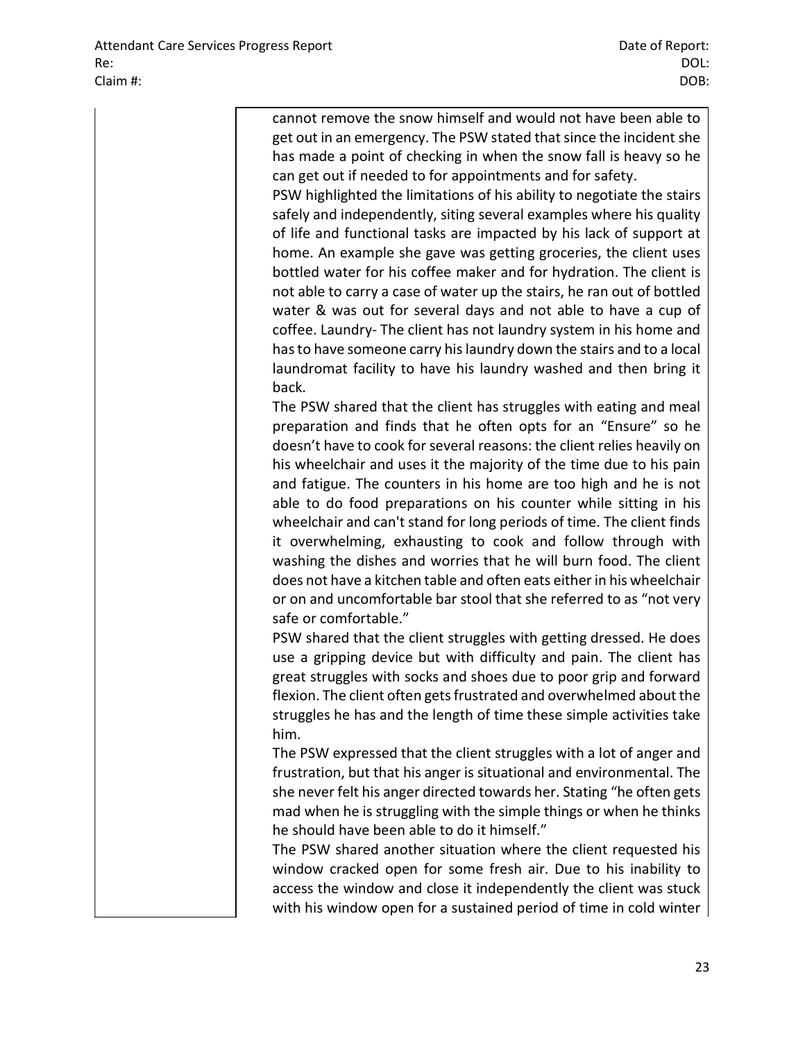cannot remove the snow himself and would not have been able to get out in an emergency. The PSW stated that since the incident she has made a point of checking in when the snow fall is heavy so he can get out if needed to for appointments and for safety.

PSW highlighted the limitations of his ability to negotiate the stairs safely and independently, siting several examples where his quality of life and functional tasks are impacted by his lack of support at home. An example she gave was getting groceries, the client uses bottled water for his coffee maker and for hydration. The client is not able to carry a case of water up the stairs, he ran out of bottled water & was out for several days and not able to have a cup of coffee. Laundry- The client has not laundry system in his home and has to have someone carry his laundry down the stairs and to a local laundromat facility to have his laundry washed and then bring it back.

The PSW shared that the client has struggles with eating and meal preparation and finds that he often opts for an "Ensure" so he doesn't have to cook for several reasons: the client relies heavily on his wheelchair and uses it the majority of the time due to his pain and fatigue. The counters in his home are too high and he is not able to do food preparations on his counter while sitting in his wheelchair and can't stand for long periods of time. The client finds it overwhelming, exhausting to cook and follow through with washing the dishes and worries that he will burn food. The client does not have a kitchen table and often eats either in his wheelchair or on and uncomfortable bar stool that she referred to as "not very safe or comfortable."

PSW shared that the client struggles with getting dressed. He does use a gripping device but with difficulty and pain. The client has great struggles with socks and shoes due to poor grip and forward flexion. The client often gets frustrated and overwhelmed about the struggles he has and the length of time these simple activities take him.

The PSW expressed that the client struggles with a lot of anger and frustration, but that his anger is situational and environmental. The she never felt his anger directed towards her. Stating "he often gets mad when he is struggling with the simple things or when he thinks he should have been able to do it himself."

The PSW shared another situation where the client requested his window cracked open for some fresh air. Due to his inability to access the window and close it independently the client was stuck with his window open for a sustained period of time in cold winter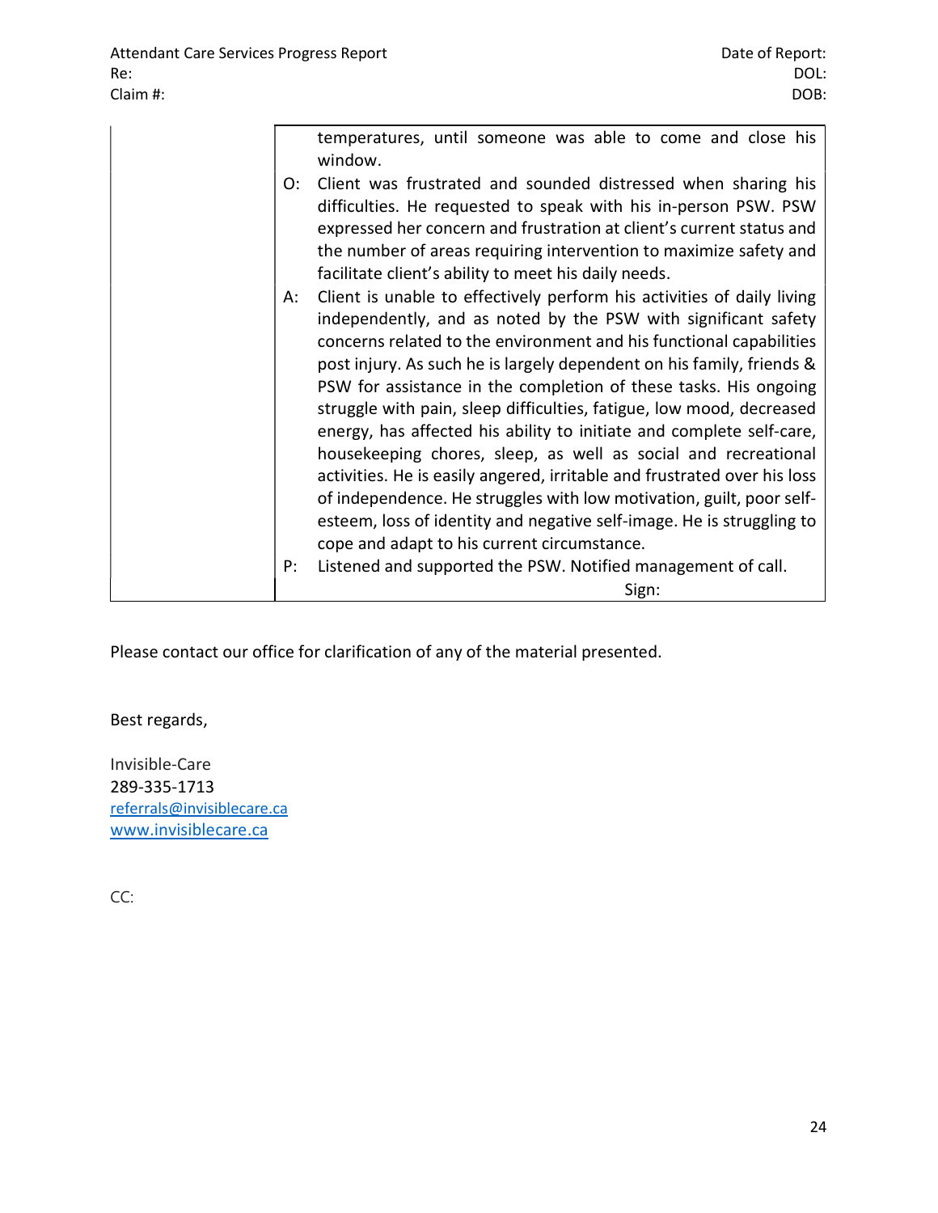| | |
|---|---|
| | temperatures, until someone was able to come and close his window.<br>O: Client was frustrated and sounded distressed when sharing his difficulties. He requested to speak with his in-person PSW. PSW expressed her concern and frustration at client's current status and the number of areas requiring intervention to maximize safety and facilitate client's ability to meet his daily needs.<br>A: Client is unable to effectively perform his activities of daily living independently, and as noted by the PSW with significant safety concerns related to the environment and his functional capabilities post injury. As such he is largely dependent on his family, friends & PSW for assistance in the completion of these tasks. His ongoing struggle with pain, sleep difficulties, fatigue, low mood, decreased energy, has affected his ability to initiate and complete self-care, housekeeping chores, sleep, as well as social and recreational activities. He is easily angered, irritable and frustrated over his loss of independence. He struggles with low motivation, guilt, poor self-esteem, loss of identity and negative self-image. He is struggling to cope and adapt to his current circumstance.<br>P: Listened and supported the PSW. Notified management of call.<br>Sign: |

Please contact our office for clarification of any of the material presented.

Best regards,

Invisible-Care
289-335-1713
referrals@invisiblecare.ca
www.invisiblecare.ca

CC: